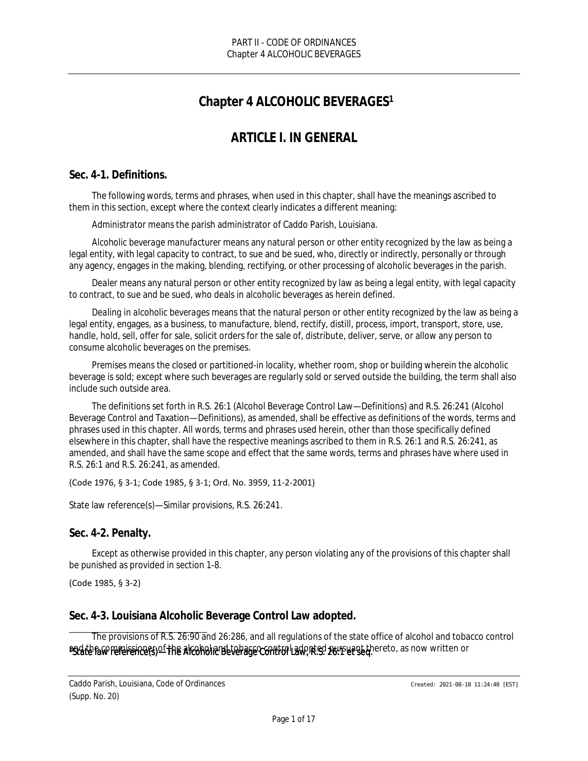# Chapter 4 ALCOHOLIC BEVERAGES[1]

## ARTICLE I. IN GENERAL

### Sec. 4-1. Definitions.

The following words, terms and phrases, when used in this chapter, shall have the meanings ascribed to them in this section, except where the context clearly indicates a different meaning:

*Administrator* means the parish administrator of Caddo Parish, Louisiana.

*Alcoholic beverage manufacturer* means any natural person or other entity recognized by the law as being a legal entity, with legal capacity to contract, to sue and be sued, who, directly or indirectly, personally or through any agency, engages in the making, blending, rectifying, or other processing of alcoholic beverages in the parish.

*Dealer* means any natural person or other entity recognized by law as being a legal entity, with legal capacity to contract, to sue and be sued, who deals in alcoholic beverages as herein defined.

*Dealing in alcoholic beverages* means that the natural person or other entity recognized by the law as being a legal entity, engages, as a business, to manufacture, blend, rectify, distill, process, import, transport, store, use, handle, hold, sell, offer for sale, solicit orders for the sale of, distribute, deliver, serve, or allow any person to consume alcoholic beverages on the premises.

*Premises* means the closed or partitioned-in locality, whether room, shop or building wherein the alcoholic beverage is sold; except where such beverages are regularly sold or served outside the building, the term shall also include such outside area.

The definitions set forth in R.S. 26:1 (Alcohol Beverage Control Law—Definitions) and R.S. 26:241 (Alcohol Beverage Control and Taxation—Definitions), as amended, shall be effective as definitions of the words, terms and phrases used in this chapter. All words, terms and phrases used herein, other than those specifically defined elsewhere in this chapter, shall have the respective meanings ascribed to them in R.S. 26:1 and R.S. 26:241, as amended, and shall have the same scope and effect that the same words, terms and phrases have where used in R.S. 26:1 and R.S. 26:241, as amended.

(Code 1976, § 3-1; Code 1985, § 3-1; Ord. No. 3959, 11-2-2001)

State law reference(s)—Similar provisions, R.S. 26:241.

### Sec. 4-2. Penalty.

Except as otherwise provided in this chapter, any person violating any of the provisions of this chapter shall be punished as provided in section 1-8.

(Code 1985, § 3-2)

### Sec. 4-3. Louisiana Alcoholic Beverage Control Law adopted.

The provisions of R.S. 26:90 and 26:286, and all regulations of the state office of alcohol and tobacco control and the commissioner of the alcohol and tobacco control adopted pursuant thereto, as now written or

[1]State law reference(s)—The Alcoholic Beverage Control Law, R.S. 26:1 et seq.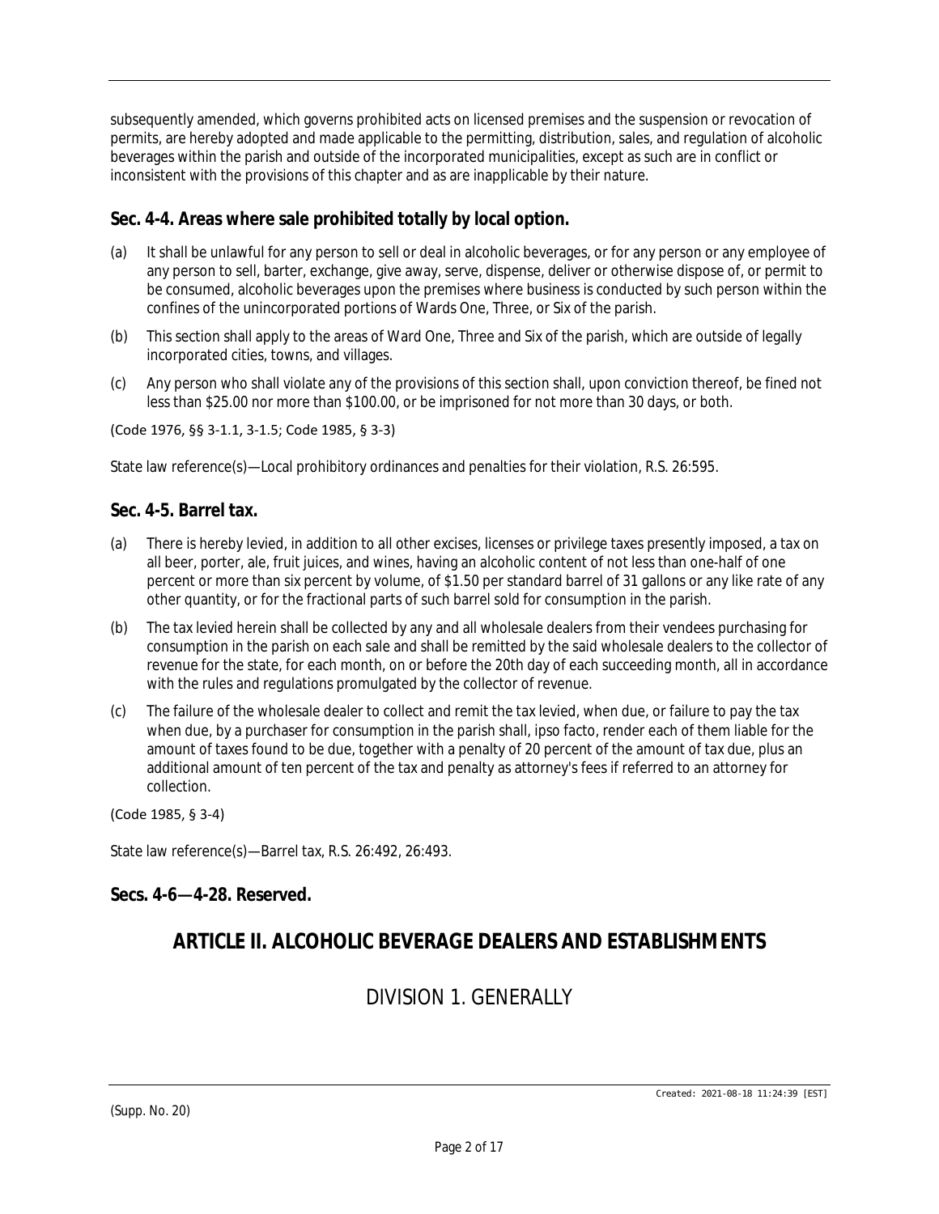subsequently amended, which governs prohibited acts on licensed premises and the suspension or revocation of permits, are hereby adopted and made applicable to the permitting, distribution, sales, and regulation of alcoholic beverages within the parish and outside of the incorporated municipalities, except as such are in conflict or inconsistent with the provisions of this chapter and as are inapplicable by their nature.

### Sec. 4-4. Areas where sale prohibited totally by local option.

(a) It shall be unlawful for any person to sell or deal in alcoholic beverages, or for any person or any employee of any person to sell, barter, exchange, give away, serve, dispense, deliver or otherwise dispose of, or permit to be consumed, alcoholic beverages upon the premises where business is conducted by such person within the confines of the unincorporated portions of Wards One, Three, or Six of the parish.

(b) This section shall apply to the areas of Ward One, Three and Six of the parish, which are outside of legally incorporated cities, towns, and villages.

(c) Any person who shall violate any of the provisions of this section shall, upon conviction thereof, be fined not less than $25.00 nor more than $100.00, or be imprisoned for not more than 30 days, or both.

(Code 1976, §§ 3-1.1, 3-1.5; Code 1985, § 3-3)

State law reference(s)—Local prohibitory ordinances and penalties for their violation, R.S. 26:595.

### Sec. 4-5. Barrel tax.

(a) There is hereby levied, in addition to all other excises, licenses or privilege taxes presently imposed, a tax on all beer, porter, ale, fruit juices, and wines, having an alcoholic content of not less than one-half of one percent or more than six percent by volume, of $1.50 per standard barrel of 31 gallons or any like rate of any other quantity, or for the fractional parts of such barrel sold for consumption in the parish.

(b) The tax levied herein shall be collected by any and all wholesale dealers from their vendees purchasing for consumption in the parish on each sale and shall be remitted by the said wholesale dealers to the collector of revenue for the state, for each month, on or before the 20th day of each succeeding month, all in accordance with the rules and regulations promulgated by the collector of revenue.

(c) The failure of the wholesale dealer to collect and remit the tax levied, when due, or failure to pay the tax when due, by a purchaser for consumption in the parish shall, ipso facto, render each of them liable for the amount of taxes found to be due, together with a penalty of 20 percent of the amount of tax due, plus an additional amount of ten percent of the tax and penalty as attorney's fees if referred to an attorney for collection.

(Code 1985, § 3-4)

State law reference(s)—Barrel tax, R.S. 26:492, 26:493.

### Secs. 4-6—4-28. Reserved.

## ARTICLE II. ALCOHOLIC BEVERAGE DEALERS AND ESTABLISHMENTS

## DIVISION 1. GENERALLY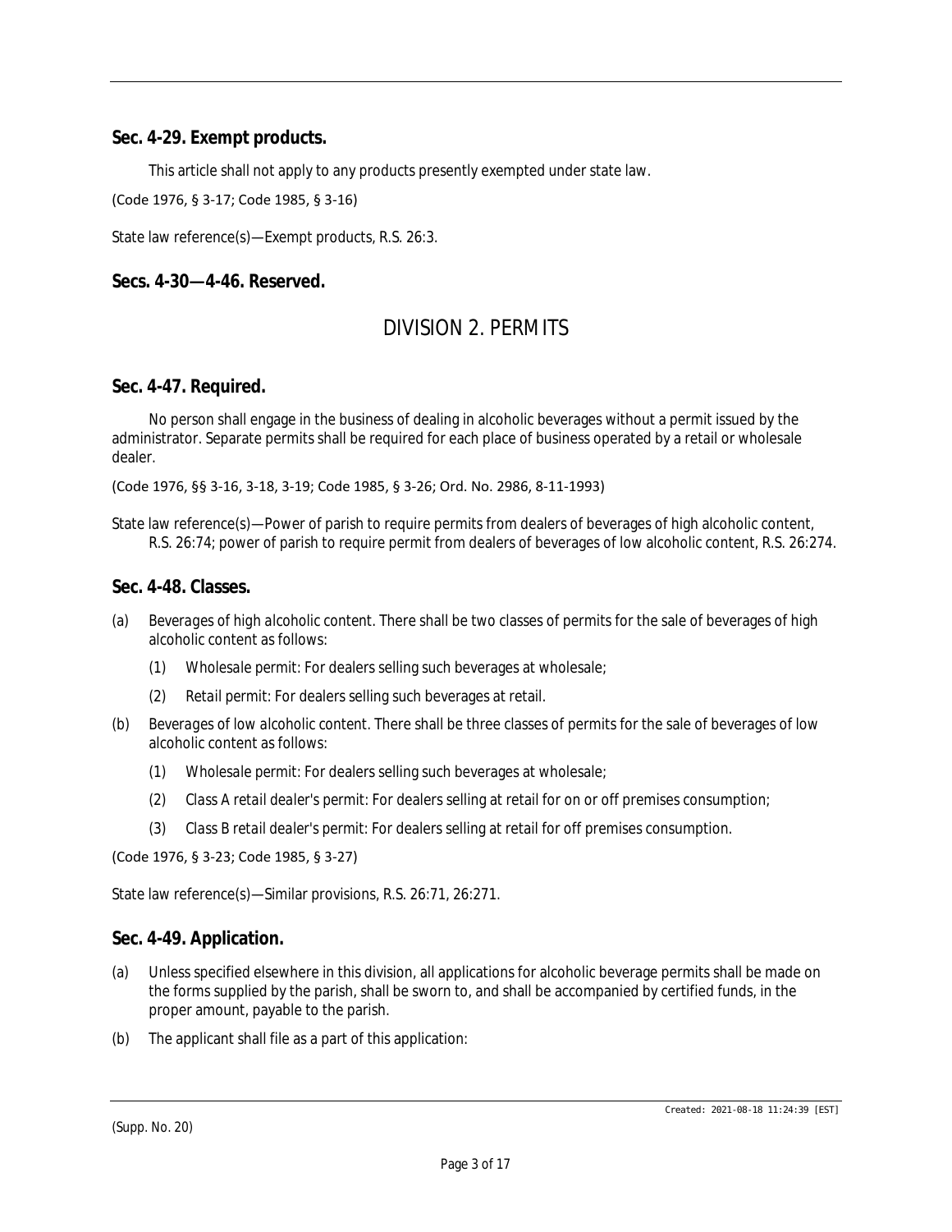### Sec. 4-29. Exempt products.

This article shall not apply to any products presently exempted under state law.

(Code 1976, § 3-17; Code 1985, § 3-16)

State law reference(s)—Exempt products, R.S. 26:3.

### Secs. 4-30—4-46. Reserved.

## DIVISION 2. PERMITS

### Sec. 4-47. Required.

No person shall engage in the business of dealing in alcoholic beverages without a permit issued by the administrator. Separate permits shall be required for each place of business operated by a retail or wholesale dealer.

(Code 1976, §§ 3-16, 3-18, 3-19; Code 1985, § 3-26; Ord. No. 2986, 8-11-1993)

State law reference(s)—Power of parish to require permits from dealers of beverages of high alcoholic content, R.S. 26:74; power of parish to require permit from dealers of beverages of low alcoholic content, R.S. 26:274.

### Sec. 4-48. Classes.

(a) *Beverages of high alcoholic content.* There shall be two classes of permits for the sale of beverages of high alcoholic content as follows:

   (1) *Wholesale permit:* For dealers selling such beverages at wholesale;

   (2) *Retail permit:* For dealers selling such beverages at retail.

(b) *Beverages of low alcoholic content.* There shall be three classes of permits for the sale of beverages of low alcoholic content as follows:

   (1) *Wholesale permit:* For dealers selling such beverages at wholesale;

   (2) *Class A retail dealer's permit:* For dealers selling at retail for on or off premises consumption;

   (3) *Class B retail dealer's permit:* For dealers selling at retail for off premises consumption.

(Code 1976, § 3-23; Code 1985, § 3-27)

State law reference(s)—Similar provisions, R.S. 26:71, 26:271.

### Sec. 4-49. Application.

(a) Unless specified elsewhere in this division, all applications for alcoholic beverage permits shall be made on the forms supplied by the parish, shall be sworn to, and shall be accompanied by certified funds, in the proper amount, payable to the parish.

(b) The applicant shall file as a part of this application: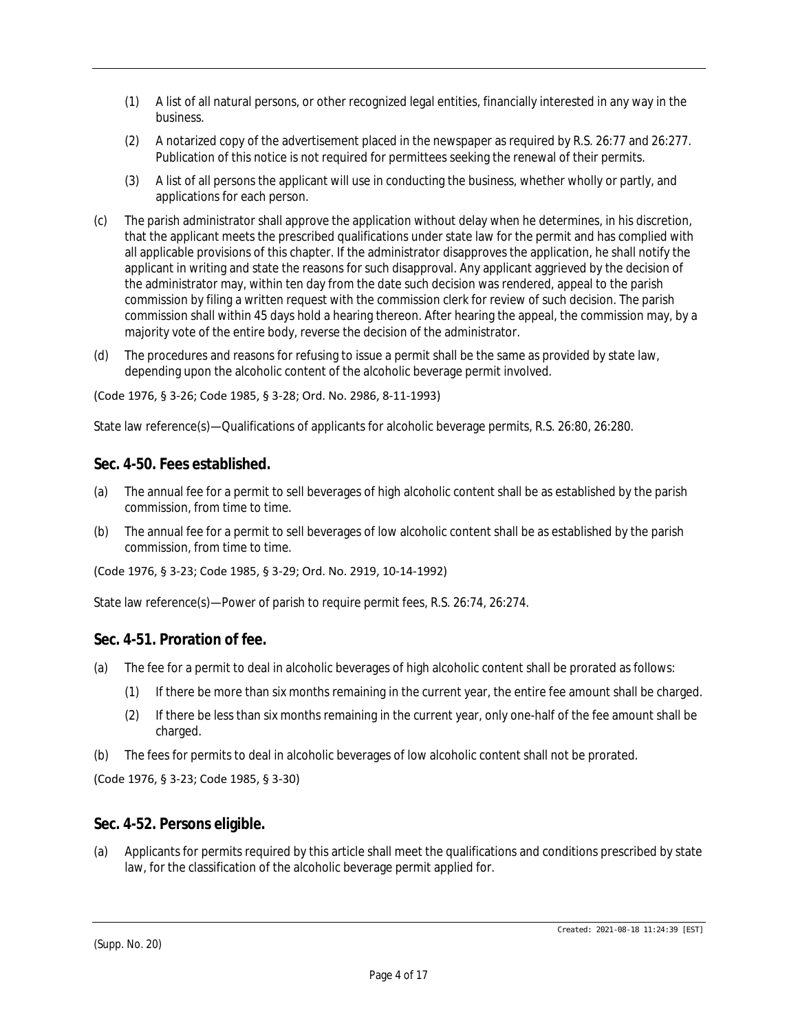(1) A list of all natural persons, or other recognized legal entities, financially interested in any way in the business.

(2) A notarized copy of the advertisement placed in the newspaper as required by R.S. 26:77 and 26:277. Publication of this notice is not required for permittees seeking the renewal of their permits.

(3) A list of all persons the applicant will use in conducting the business, whether wholly or partly, and applications for each person.

(c) The parish administrator shall approve the application without delay when he determines, in his discretion, that the applicant meets the prescribed qualifications under state law for the permit and has complied with all applicable provisions of this chapter. If the administrator disapproves the application, he shall notify the applicant in writing and state the reasons for such disapproval. Any applicant aggrieved by the decision of the administrator may, within ten day from the date such decision was rendered, appeal to the parish commission by filing a written request with the commission clerk for review of such decision. The parish commission shall within 45 days hold a hearing thereon. After hearing the appeal, the commission may, by a majority vote of the entire body, reverse the decision of the administrator.

(d) The procedures and reasons for refusing to issue a permit shall be the same as provided by state law, depending upon the alcoholic content of the alcoholic beverage permit involved.

(Code 1976, § 3-26; Code 1985, § 3-28; Ord. No. 2986, 8-11-1993)

State law reference(s)—Qualifications of applicants for alcoholic beverage permits, R.S. 26:80, 26:280.

## Sec. 4-50. Fees established.

(a) The annual fee for a permit to sell beverages of high alcoholic content shall be as established by the parish commission, from time to time.

(b) The annual fee for a permit to sell beverages of low alcoholic content shall be as established by the parish commission, from time to time.

(Code 1976, § 3-23; Code 1985, § 3-29; Ord. No. 2919, 10-14-1992)

State law reference(s)—Power of parish to require permit fees, R.S. 26:74, 26:274.

## Sec. 4-51. Proration of fee.

(a) The fee for a permit to deal in alcoholic beverages of high alcoholic content shall be prorated as follows:

(1) If there be more than six months remaining in the current year, the entire fee amount shall be charged.

(2) If there be less than six months remaining in the current year, only one-half of the fee amount shall be charged.

(b) The fees for permits to deal in alcoholic beverages of low alcoholic content shall not be prorated.

(Code 1976, § 3-23; Code 1985, § 3-30)

## Sec. 4-52. Persons eligible.

(a) Applicants for permits required by this article shall meet the qualifications and conditions prescribed by state law, for the classification of the alcoholic beverage permit applied for.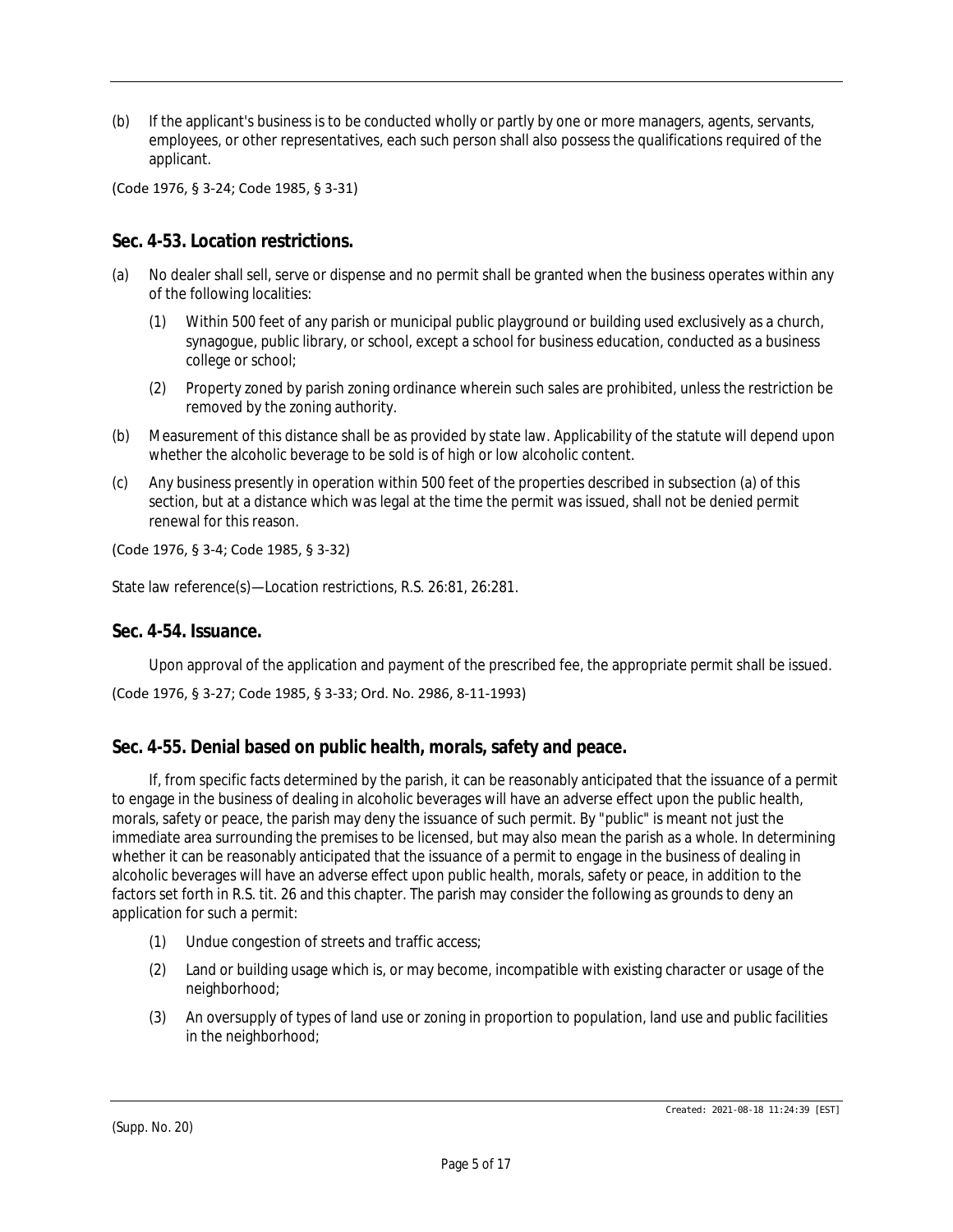(b) If the applicant's business is to be conducted wholly or partly by one or more managers, agents, servants, employees, or other representatives, each such person shall also possess the qualifications required of the applicant.

(Code 1976, § 3-24; Code 1985, § 3-31)

## Sec. 4-53. Location restrictions.

(a) No dealer shall sell, serve or dispense and no permit shall be granted when the business operates within any of the following localities:

   (1) Within 500 feet of any parish or municipal public playground or building used exclusively as a church, synagogue, public library, or school, except a school for business education, conducted as a business college or school;

   (2) Property zoned by parish zoning ordinance wherein such sales are prohibited, unless the restriction be removed by the zoning authority.

(b) Measurement of this distance shall be as provided by state law. Applicability of the statute will depend upon whether the alcoholic beverage to be sold is of high or low alcoholic content.

(c) Any business presently in operation within 500 feet of the properties described in subsection (a) of this section, but at a distance which was legal at the time the permit was issued, shall not be denied permit renewal for this reason.

(Code 1976, § 3-4; Code 1985, § 3-32)

State law reference(s)—Location restrictions, R.S. 26:81, 26:281.

## Sec. 4-54. Issuance.

Upon approval of the application and payment of the prescribed fee, the appropriate permit shall be issued.

(Code 1976, § 3-27; Code 1985, § 3-33; Ord. No. 2986, 8-11-1993)

## Sec. 4-55. Denial based on public health, morals, safety and peace.

If, from specific facts determined by the parish, it can be reasonably anticipated that the issuance of a permit to engage in the business of dealing in alcoholic beverages will have an adverse effect upon the public health, morals, safety or peace, the parish may deny the issuance of such permit. By "public" is meant not just the immediate area surrounding the premises to be licensed, but may also mean the parish as a whole. In determining whether it can be reasonably anticipated that the issuance of a permit to engage in the business of dealing in alcoholic beverages will have an adverse effect upon public health, morals, safety or peace, in addition to the factors set forth in R.S. tit. 26 and this chapter. The parish may consider the following as grounds to deny an application for such a permit:

   (1) Undue congestion of streets and traffic access;

   (2) Land or building usage which is, or may become, incompatible with existing character or usage of the neighborhood;

   (3) An oversupply of types of land use or zoning in proportion to population, land use and public facilities in the neighborhood;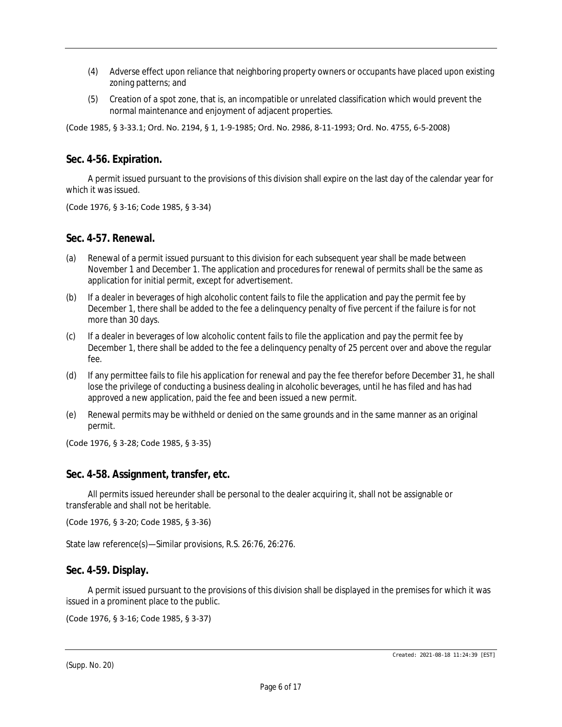(4) Adverse effect upon reliance that neighboring property owners or occupants have placed upon existing zoning patterns; and

(5) Creation of a spot zone, that is, an incompatible or unrelated classification which would prevent the normal maintenance and enjoyment of adjacent properties.

(Code 1985, § 3-33.1; Ord. No. 2194, § 1, 1-9-1985; Ord. No. 2986, 8-11-1993; Ord. No. 4755, 6-5-2008)

## Sec. 4-56. Expiration.

A permit issued pursuant to the provisions of this division shall expire on the last day of the calendar year for which it was issued.

(Code 1976, § 3-16; Code 1985, § 3-34)

## Sec. 4-57. Renewal.

(a) Renewal of a permit issued pursuant to this division for each subsequent year shall be made between November 1 and December 1. The application and procedures for renewal of permits shall be the same as application for initial permit, except for advertisement.

(b) If a dealer in beverages of high alcoholic content fails to file the application and pay the permit fee by December 1, there shall be added to the fee a delinquency penalty of five percent if the failure is for not more than 30 days.

(c) If a dealer in beverages of low alcoholic content fails to file the application and pay the permit fee by December 1, there shall be added to the fee a delinquency penalty of 25 percent over and above the regular fee.

(d) If any permittee fails to file his application for renewal and pay the fee therefor before December 31, he shall lose the privilege of conducting a business dealing in alcoholic beverages, until he has filed and has had approved a new application, paid the fee and been issued a new permit.

(e) Renewal permits may be withheld or denied on the same grounds and in the same manner as an original permit.

(Code 1976, § 3-28; Code 1985, § 3-35)

## Sec. 4-58. Assignment, transfer, etc.

All permits issued hereunder shall be personal to the dealer acquiring it, shall not be assignable or transferable and shall not be heritable.

(Code 1976, § 3-20; Code 1985, § 3-36)

State law reference(s)—Similar provisions, R.S. 26:76, 26:276.

## Sec. 4-59. Display.

A permit issued pursuant to the provisions of this division shall be displayed in the premises for which it was issued in a prominent place to the public.

(Code 1976, § 3-16; Code 1985, § 3-37)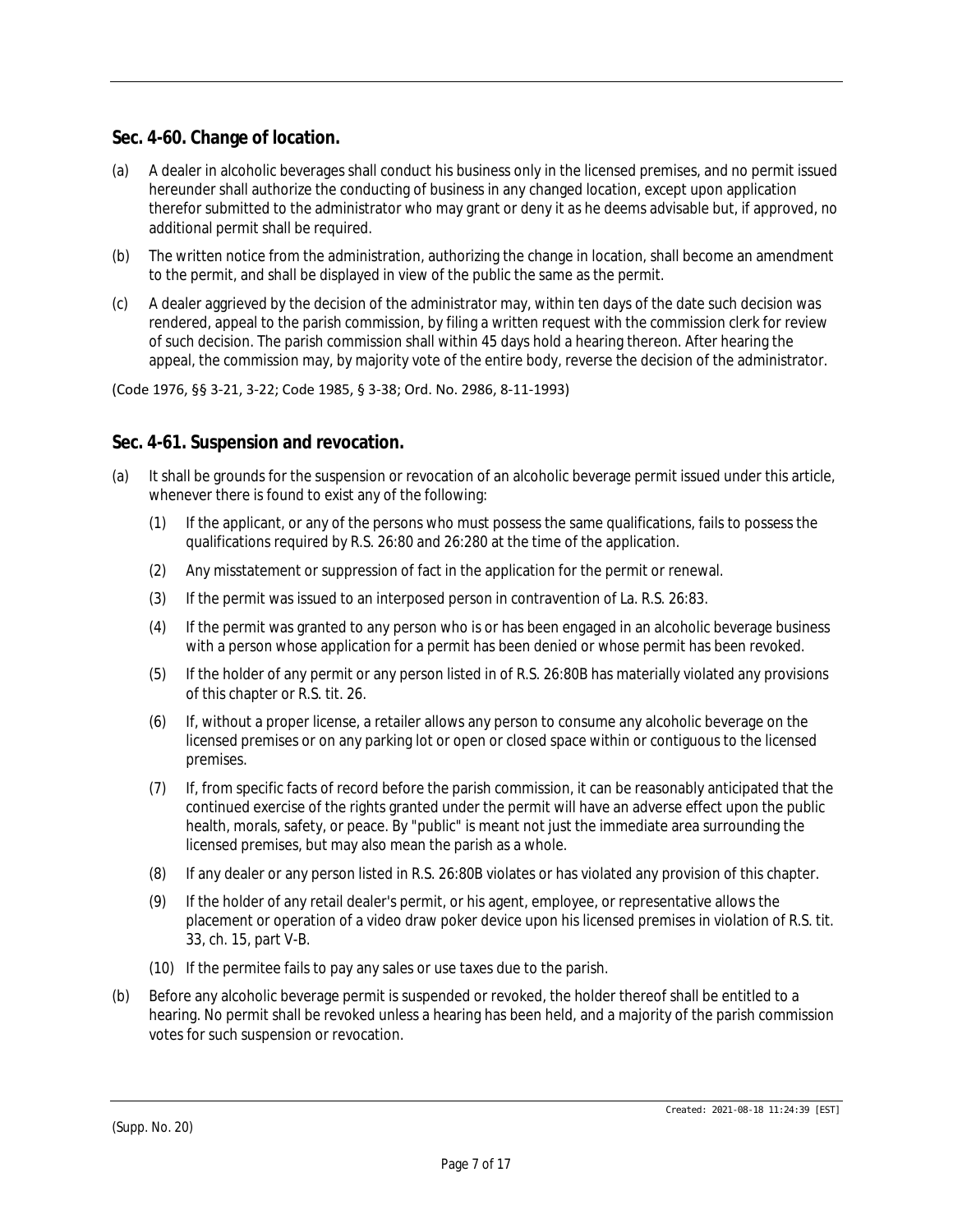## Sec. 4-60. Change of location.

(a) A dealer in alcoholic beverages shall conduct his business only in the licensed premises, and no permit issued hereunder shall authorize the conducting of business in any changed location, except upon application therefor submitted to the administrator who may grant or deny it as he deems advisable but, if approved, no additional permit shall be required.

(b) The written notice from the administration, authorizing the change in location, shall become an amendment to the permit, and shall be displayed in view of the public the same as the permit.

(c) A dealer aggrieved by the decision of the administrator may, within ten days of the date such decision was rendered, appeal to the parish commission, by filing a written request with the commission clerk for review of such decision. The parish commission shall within 45 days hold a hearing thereon. After hearing the appeal, the commission may, by majority vote of the entire body, reverse the decision of the administrator.

(Code 1976, §§ 3-21, 3-22; Code 1985, § 3-38; Ord. No. 2986, 8-11-1993)

## Sec. 4-61. Suspension and revocation.

(a) It shall be grounds for the suspension or revocation of an alcoholic beverage permit issued under this article, whenever there is found to exist any of the following:

    (1) If the applicant, or any of the persons who must possess the same qualifications, fails to possess the qualifications required by R.S. 26:80 and 26:280 at the time of the application.

    (2) Any misstatement or suppression of fact in the application for the permit or renewal.

    (3) If the permit was issued to an interposed person in contravention of La. R.S. 26:83.

    (4) If the permit was granted to any person who is or has been engaged in an alcoholic beverage business with a person whose application for a permit has been denied or whose permit has been revoked.

    (5) If the holder of any permit or any person listed in of R.S. 26:80B has materially violated any provisions of this chapter or R.S. tit. 26.

    (6) If, without a proper license, a retailer allows any person to consume any alcoholic beverage on the licensed premises or on any parking lot or open or closed space within or contiguous to the licensed premises.

    (7) If, from specific facts of record before the parish commission, it can be reasonably anticipated that the continued exercise of the rights granted under the permit will have an adverse effect upon the public health, morals, safety, or peace. By "public" is meant not just the immediate area surrounding the licensed premises, but may also mean the parish as a whole.

    (8) If any dealer or any person listed in R.S. 26:80B violates or has violated any provision of this chapter.

    (9) If the holder of any retail dealer's permit, or his agent, employee, or representative allows the placement or operation of a video draw poker device upon his licensed premises in violation of R.S. tit. 33, ch. 15, part V-B.

    (10) If the permitee fails to pay any sales or use taxes due to the parish.

(b) Before any alcoholic beverage permit is suspended or revoked, the holder thereof shall be entitled to a hearing. No permit shall be revoked unless a hearing has been held, and a majority of the parish commission votes for such suspension or revocation.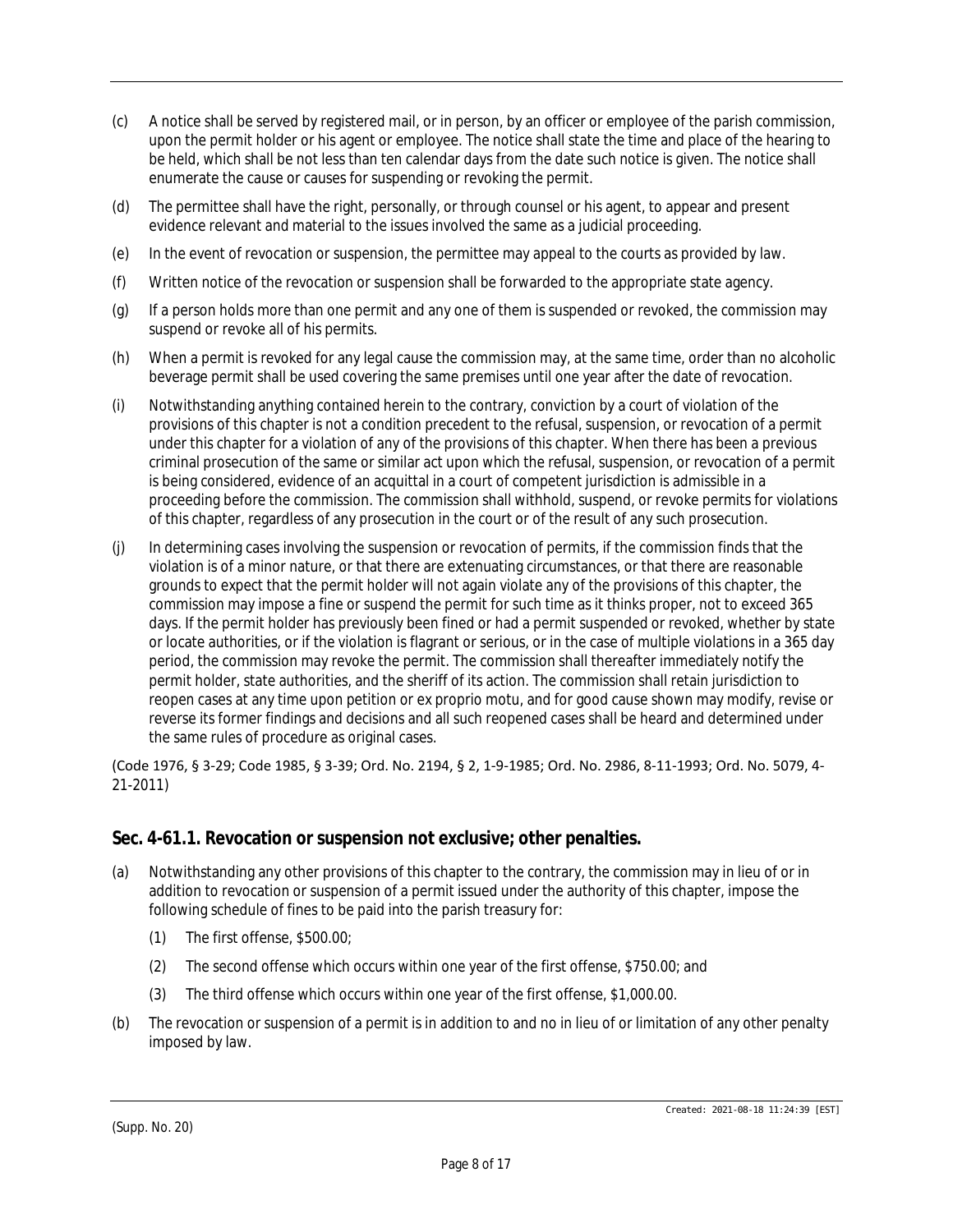(c) A notice shall be served by registered mail, or in person, by an officer or employee of the parish commission, upon the permit holder or his agent or employee. The notice shall state the time and place of the hearing to be held, which shall be not less than ten calendar days from the date such notice is given. The notice shall enumerate the cause or causes for suspending or revoking the permit.

(d) The permittee shall have the right, personally, or through counsel or his agent, to appear and present evidence relevant and material to the issues involved the same as a judicial proceeding.

(e) In the event of revocation or suspension, the permittee may appeal to the courts as provided by law.

(f) Written notice of the revocation or suspension shall be forwarded to the appropriate state agency.

(g) If a person holds more than one permit and any one of them is suspended or revoked, the commission may suspend or revoke all of his permits.

(h) When a permit is revoked for any legal cause the commission may, at the same time, order than no alcoholic beverage permit shall be used covering the same premises until one year after the date of revocation.

(i) Notwithstanding anything contained herein to the contrary, conviction by a court of violation of the provisions of this chapter is not a condition precedent to the refusal, suspension, or revocation of a permit under this chapter for a violation of any of the provisions of this chapter. When there has been a previous criminal prosecution of the same or similar act upon which the refusal, suspension, or revocation of a permit is being considered, evidence of an acquittal in a court of competent jurisdiction is admissible in a proceeding before the commission. The commission shall withhold, suspend, or revoke permits for violations of this chapter, regardless of any prosecution in the court or of the result of any such prosecution.

(j) In determining cases involving the suspension or revocation of permits, if the commission finds that the violation is of a minor nature, or that there are extenuating circumstances, or that there are reasonable grounds to expect that the permit holder will not again violate any of the provisions of this chapter, the commission may impose a fine or suspend the permit for such time as it thinks proper, not to exceed 365 days. If the permit holder has previously been fined or had a permit suspended or revoked, whether by state or locate authorities, or if the violation is flagrant or serious, or in the case of multiple violations in a 365 day period, the commission may revoke the permit. The commission shall thereafter immediately notify the permit holder, state authorities, and the sheriff of its action. The commission shall retain jurisdiction to reopen cases at any time upon petition or ex proprio motu, and for good cause shown may modify, revise or reverse its former findings and decisions and all such reopened cases shall be heard and determined under the same rules of procedure as original cases.

(Code 1976, § 3-29; Code 1985, § 3-39; Ord. No. 2194, § 2, 1-9-1985; Ord. No. 2986, 8-11-1993; Ord. No. 5079, 4-21-2011)

## Sec. 4-61.1. Revocation or suspension not exclusive; other penalties.

(a) Notwithstanding any other provisions of this chapter to the contrary, the commission may in lieu of or in addition to revocation or suspension of a permit issued under the authority of this chapter, impose the following schedule of fines to be paid into the parish treasury for:

  (1) The first offense, $500.00;

  (2) The second offense which occurs within one year of the first offense, $750.00; and

  (3) The third offense which occurs within one year of the first offense, $1,000.00.

(b) The revocation or suspension of a permit is in addition to and no in lieu of or limitation of any other penalty imposed by law.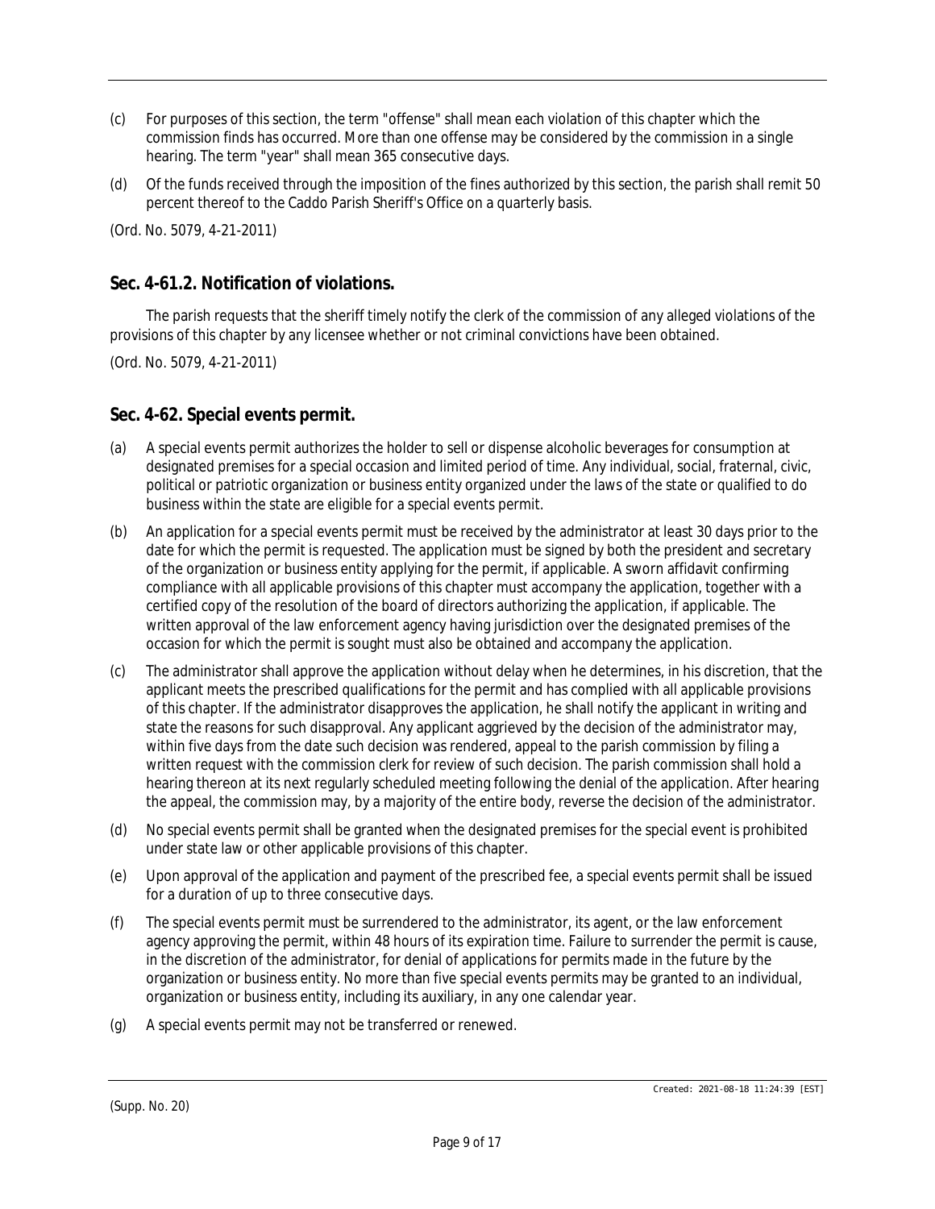(c) For purposes of this section, the term "offense" shall mean each violation of this chapter which the commission finds has occurred. More than one offense may be considered by the commission in a single hearing. The term "year" shall mean 365 consecutive days.

(d) Of the funds received through the imposition of the fines authorized by this section, the parish shall remit 50 percent thereof to the Caddo Parish Sheriff's Office on a quarterly basis.

(Ord. No. 5079, 4-21-2011)

## Sec. 4-61.2. Notification of violations.

The parish requests that the sheriff timely notify the clerk of the commission of any alleged violations of the provisions of this chapter by any licensee whether or not criminal convictions have been obtained.

(Ord. No. 5079, 4-21-2011)

## Sec. 4-62. Special events permit.

(a) A special events permit authorizes the holder to sell or dispense alcoholic beverages for consumption at designated premises for a special occasion and limited period of time. Any individual, social, fraternal, civic, political or patriotic organization or business entity organized under the laws of the state or qualified to do business within the state are eligible for a special events permit.

(b) An application for a special events permit must be received by the administrator at least 30 days prior to the date for which the permit is requested. The application must be signed by both the president and secretary of the organization or business entity applying for the permit, if applicable. A sworn affidavit confirming compliance with all applicable provisions of this chapter must accompany the application, together with a certified copy of the resolution of the board of directors authorizing the application, if applicable. The written approval of the law enforcement agency having jurisdiction over the designated premises of the occasion for which the permit is sought must also be obtained and accompany the application.

(c) The administrator shall approve the application without delay when he determines, in his discretion, that the applicant meets the prescribed qualifications for the permit and has complied with all applicable provisions of this chapter. If the administrator disapproves the application, he shall notify the applicant in writing and state the reasons for such disapproval. Any applicant aggrieved by the decision of the administrator may, within five days from the date such decision was rendered, appeal to the parish commission by filing a written request with the commission clerk for review of such decision. The parish commission shall hold a hearing thereon at its next regularly scheduled meeting following the denial of the application. After hearing the appeal, the commission may, by a majority of the entire body, reverse the decision of the administrator.

(d) No special events permit shall be granted when the designated premises for the special event is prohibited under state law or other applicable provisions of this chapter.

(e) Upon approval of the application and payment of the prescribed fee, a special events permit shall be issued for a duration of up to three consecutive days.

(f) The special events permit must be surrendered to the administrator, its agent, or the law enforcement agency approving the permit, within 48 hours of its expiration time. Failure to surrender the permit is cause, in the discretion of the administrator, for denial of applications for permits made in the future by the organization or business entity. No more than five special events permits may be granted to an individual, organization or business entity, including its auxiliary, in any one calendar year.

(g) A special events permit may not be transferred or renewed.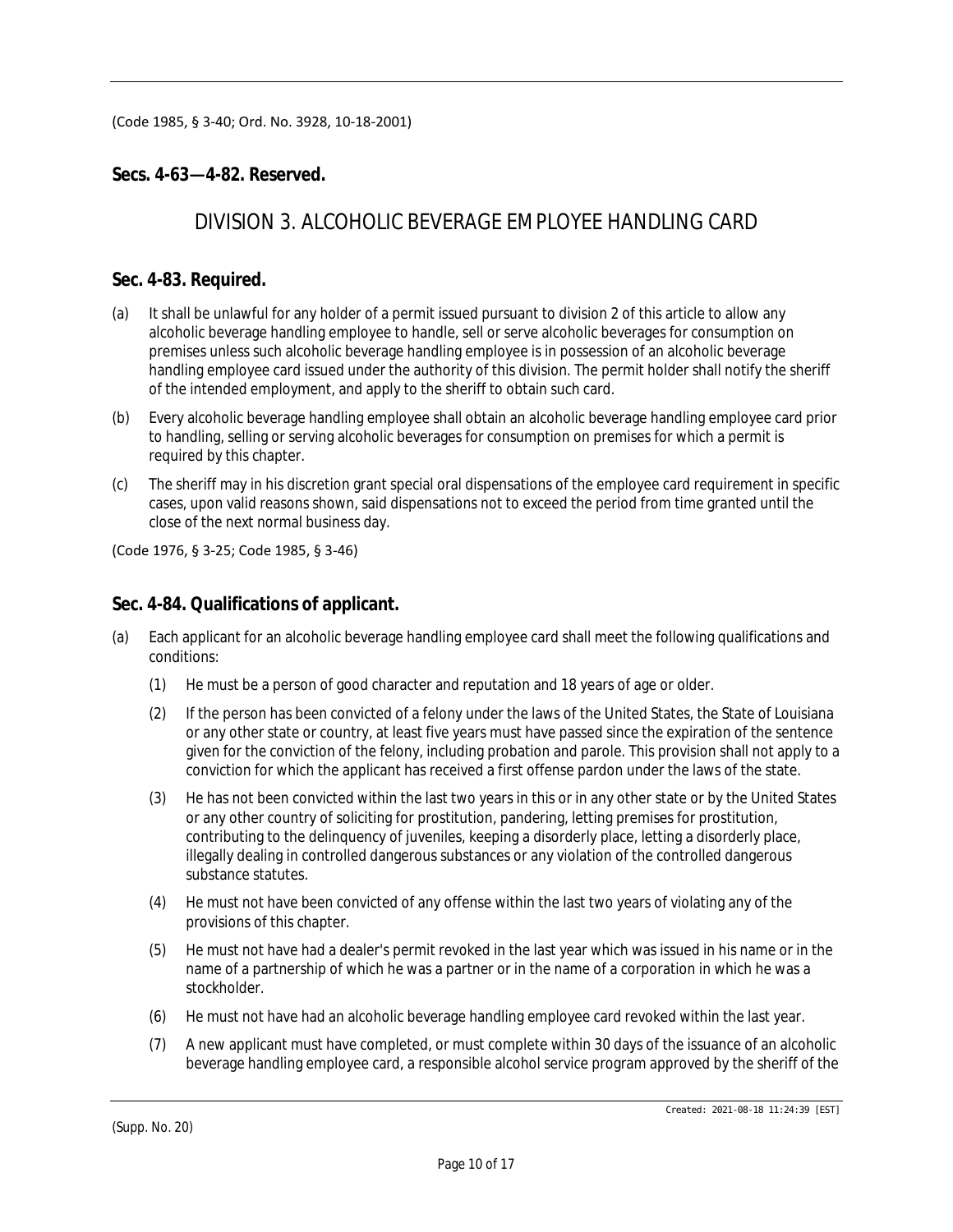(Code 1985, § 3-40; Ord. No. 3928, 10-18-2001)

### Secs. 4-63—4-82. Reserved.

## DIVISION 3. ALCOHOLIC BEVERAGE EMPLOYEE HANDLING CARD

### Sec. 4-83. Required.

(a) It shall be unlawful for any holder of a permit issued pursuant to division 2 of this article to allow any alcoholic beverage handling employee to handle, sell or serve alcoholic beverages for consumption on premises unless such alcoholic beverage handling employee is in possession of an alcoholic beverage handling employee card issued under the authority of this division. The permit holder shall notify the sheriff of the intended employment, and apply to the sheriff to obtain such card.

(b) Every alcoholic beverage handling employee shall obtain an alcoholic beverage handling employee card prior to handling, selling or serving alcoholic beverages for consumption on premises for which a permit is required by this chapter.

(c) The sheriff may in his discretion grant special oral dispensations of the employee card requirement in specific cases, upon valid reasons shown, said dispensations not to exceed the period from time granted until the close of the next normal business day.

(Code 1976, § 3-25; Code 1985, § 3-46)

### Sec. 4-84. Qualifications of applicant.

(a) Each applicant for an alcoholic beverage handling employee card shall meet the following qualifications and conditions:

   (1) He must be a person of good character and reputation and 18 years of age or older.

   (2) If the person has been convicted of a felony under the laws of the United States, the State of Louisiana or any other state or country, at least five years must have passed since the expiration of the sentence given for the conviction of the felony, including probation and parole. This provision shall not apply to a conviction for which the applicant has received a first offense pardon under the laws of the state.

   (3) He has not been convicted within the last two years in this or in any other state or by the United States or any other country of soliciting for prostitution, pandering, letting premises for prostitution, contributing to the delinquency of juveniles, keeping a disorderly place, letting a disorderly place, illegally dealing in controlled dangerous substances or any violation of the controlled dangerous substance statutes.

   (4) He must not have been convicted of any offense within the last two years of violating any of the provisions of this chapter.

   (5) He must not have had a dealer's permit revoked in the last year which was issued in his name or in the name of a partnership of which he was a partner or in the name of a corporation in which he was a stockholder.

   (6) He must not have had an alcoholic beverage handling employee card revoked within the last year.

   (7) A new applicant must have completed, or must complete within 30 days of the issuance of an alcoholic beverage handling employee card, a responsible alcohol service program approved by the sheriff of the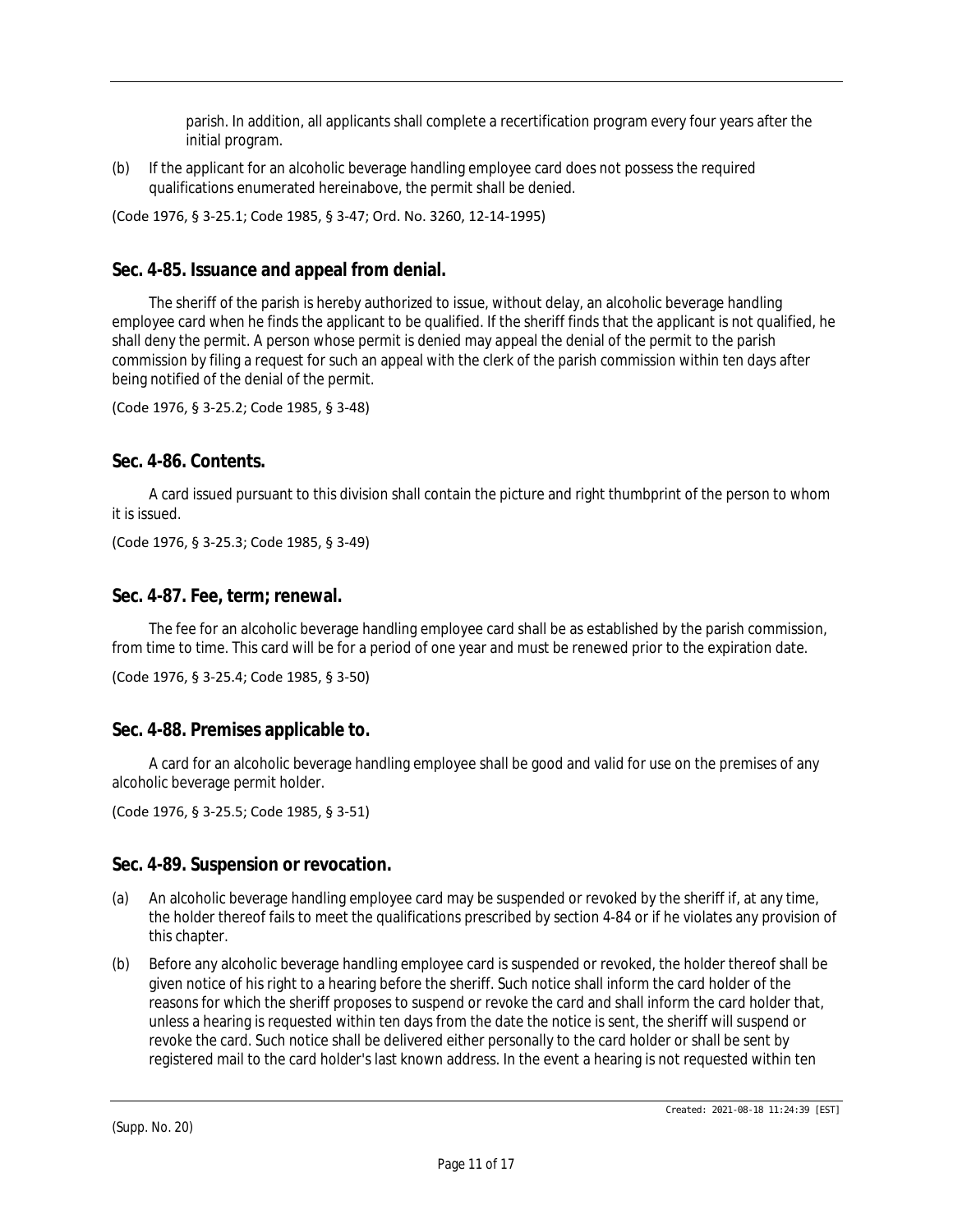parish. In addition, all applicants shall complete a recertification program every four years after the initial program.

(b) If the applicant for an alcoholic beverage handling employee card does not possess the required qualifications enumerated hereinabove, the permit shall be denied.

(Code 1976, § 3-25.1; Code 1985, § 3-47; Ord. No. 3260, 12-14-1995)

## Sec. 4-85. Issuance and appeal from denial.

The sheriff of the parish is hereby authorized to issue, without delay, an alcoholic beverage handling employee card when he finds the applicant to be qualified. If the sheriff finds that the applicant is not qualified, he shall deny the permit. A person whose permit is denied may appeal the denial of the permit to the parish commission by filing a request for such an appeal with the clerk of the parish commission within ten days after being notified of the denial of the permit.

(Code 1976, § 3-25.2; Code 1985, § 3-48)

## Sec. 4-86. Contents.

A card issued pursuant to this division shall contain the picture and right thumbprint of the person to whom it is issued.

(Code 1976, § 3-25.3; Code 1985, § 3-49)

## Sec. 4-87. Fee, term; renewal.

The fee for an alcoholic beverage handling employee card shall be as established by the parish commission, from time to time. This card will be for a period of one year and must be renewed prior to the expiration date.

(Code 1976, § 3-25.4; Code 1985, § 3-50)

## Sec. 4-88. Premises applicable to.

A card for an alcoholic beverage handling employee shall be good and valid for use on the premises of any alcoholic beverage permit holder.

(Code 1976, § 3-25.5; Code 1985, § 3-51)

## Sec. 4-89. Suspension or revocation.

(a) An alcoholic beverage handling employee card may be suspended or revoked by the sheriff if, at any time, the holder thereof fails to meet the qualifications prescribed by section 4-84 or if he violates any provision of this chapter.

(b) Before any alcoholic beverage handling employee card is suspended or revoked, the holder thereof shall be given notice of his right to a hearing before the sheriff. Such notice shall inform the card holder of the reasons for which the sheriff proposes to suspend or revoke the card and shall inform the card holder that, unless a hearing is requested within ten days from the date the notice is sent, the sheriff will suspend or revoke the card. Such notice shall be delivered either personally to the card holder or shall be sent by registered mail to the card holder's last known address. In the event a hearing is not requested within ten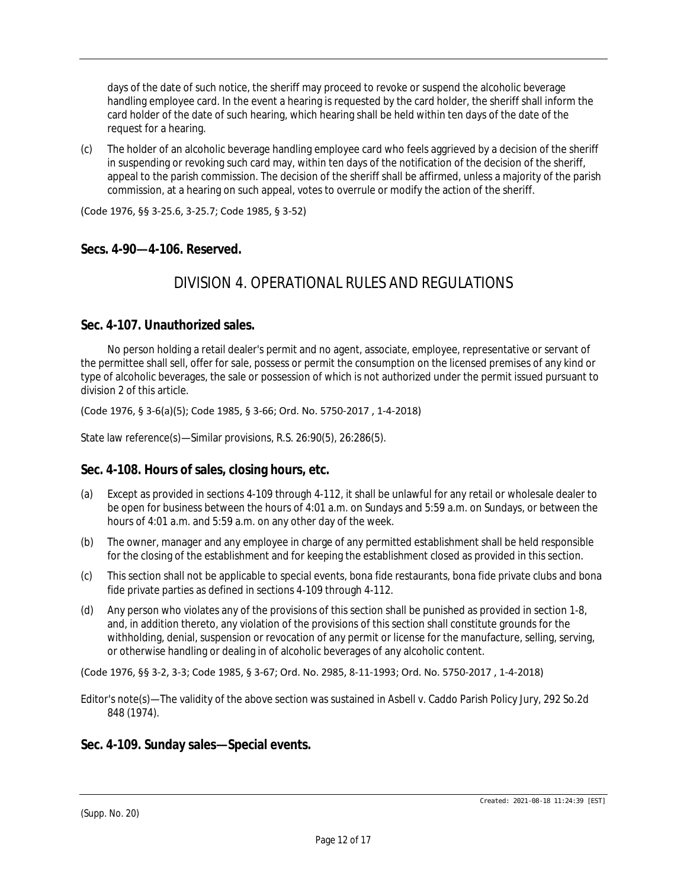days of the date of such notice, the sheriff may proceed to revoke or suspend the alcoholic beverage handling employee card. In the event a hearing is requested by the card holder, the sheriff shall inform the card holder of the date of such hearing, which hearing shall be held within ten days of the date of the request for a hearing.

(c) The holder of an alcoholic beverage handling employee card who feels aggrieved by a decision of the sheriff in suspending or revoking such card may, within ten days of the notification of the decision of the sheriff, appeal to the parish commission. The decision of the sheriff shall be affirmed, unless a majority of the parish commission, at a hearing on such appeal, votes to overrule or modify the action of the sheriff.

(Code 1976, §§ 3-25.6, 3-25.7; Code 1985, § 3-52)

### Secs. 4-90—4-106. Reserved.

## DIVISION 4. OPERATIONAL RULES AND REGULATIONS

### Sec. 4-107. Unauthorized sales.

No person holding a retail dealer's permit and no agent, associate, employee, representative or servant of the permittee shall sell, offer for sale, possess or permit the consumption on the licensed premises of any kind or type of alcoholic beverages, the sale or possession of which is not authorized under the permit issued pursuant to division 2 of this article.

(Code 1976, § 3-6(a)(5); Code 1985, § 3-66; Ord. No. 5750-2017 , 1-4-2018)

State law reference(s)—Similar provisions, R.S. 26:90(5), 26:286(5).

### Sec. 4-108. Hours of sales, closing hours, etc.

(a) Except as provided in sections 4-109 through 4-112, it shall be unlawful for any retail or wholesale dealer to be open for business between the hours of 4:01 a.m. on Sundays and 5:59 a.m. on Sundays, or between the hours of 4:01 a.m. and 5:59 a.m. on any other day of the week.

(b) The owner, manager and any employee in charge of any permitted establishment shall be held responsible for the closing of the establishment and for keeping the establishment closed as provided in this section.

(c) This section shall not be applicable to special events, bona fide restaurants, bona fide private clubs and bona fide private parties as defined in sections 4-109 through 4-112.

(d) Any person who violates any of the provisions of this section shall be punished as provided in section 1-8, and, in addition thereto, any violation of the provisions of this section shall constitute grounds for the withholding, denial, suspension or revocation of any permit or license for the manufacture, selling, serving, or otherwise handling or dealing in of alcoholic beverages of any alcoholic content.

(Code 1976, §§ 3-2, 3-3; Code 1985, § 3-67; Ord. No. 2985, 8-11-1993; Ord. No. 5750-2017 , 1-4-2018)

Editor's note(s)—The validity of the above section was sustained in Asbell v. Caddo Parish Policy Jury, 292 So.2d 848 (1974).

### Sec. 4-109. Sunday sales—Special events.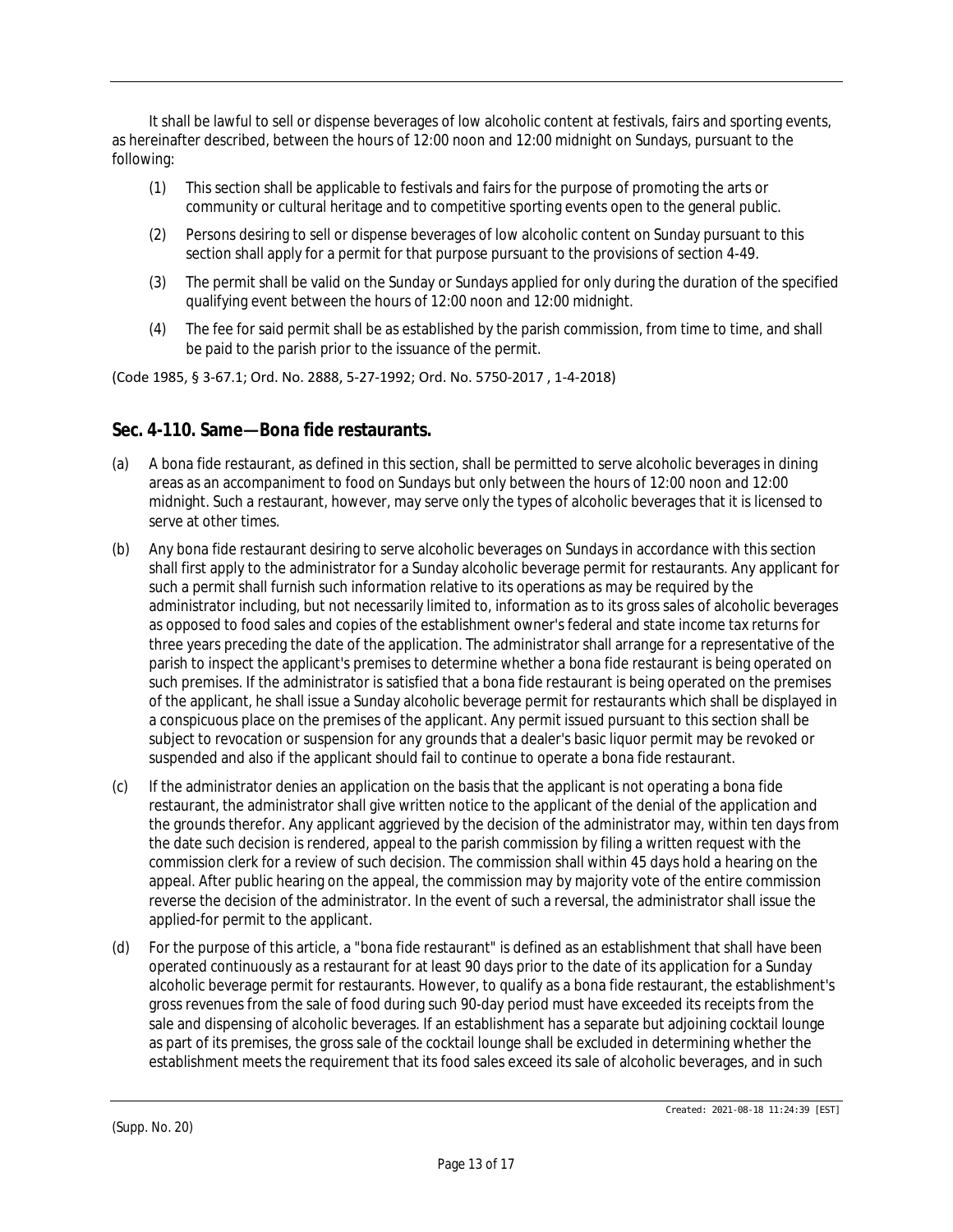It shall be lawful to sell or dispense beverages of low alcoholic content at festivals, fairs and sporting events, as hereinafter described, between the hours of 12:00 noon and 12:00 midnight on Sundays, pursuant to the following:

(1) This section shall be applicable to festivals and fairs for the purpose of promoting the arts or community or cultural heritage and to competitive sporting events open to the general public.

(2) Persons desiring to sell or dispense beverages of low alcoholic content on Sunday pursuant to this section shall apply for a permit for that purpose pursuant to the provisions of section 4-49.

(3) The permit shall be valid on the Sunday or Sundays applied for only during the duration of the specified qualifying event between the hours of 12:00 noon and 12:00 midnight.

(4) The fee for said permit shall be as established by the parish commission, from time to time, and shall be paid to the parish prior to the issuance of the permit.

(Code 1985, § 3-67.1; Ord. No. 2888, 5-27-1992; Ord. No. 5750-2017 , 1-4-2018)

## Sec. 4-110. Same—Bona fide restaurants.

(a) A bona fide restaurant, as defined in this section, shall be permitted to serve alcoholic beverages in dining areas as an accompaniment to food on Sundays but only between the hours of 12:00 noon and 12:00 midnight. Such a restaurant, however, may serve only the types of alcoholic beverages that it is licensed to serve at other times.

(b) Any bona fide restaurant desiring to serve alcoholic beverages on Sundays in accordance with this section shall first apply to the administrator for a Sunday alcoholic beverage permit for restaurants. Any applicant for such a permit shall furnish such information relative to its operations as may be required by the administrator including, but not necessarily limited to, information as to its gross sales of alcoholic beverages as opposed to food sales and copies of the establishment owner's federal and state income tax returns for three years preceding the date of the application. The administrator shall arrange for a representative of the parish to inspect the applicant's premises to determine whether a bona fide restaurant is being operated on such premises. If the administrator is satisfied that a bona fide restaurant is being operated on the premises of the applicant, he shall issue a Sunday alcoholic beverage permit for restaurants which shall be displayed in a conspicuous place on the premises of the applicant. Any permit issued pursuant to this section shall be subject to revocation or suspension for any grounds that a dealer's basic liquor permit may be revoked or suspended and also if the applicant should fail to continue to operate a bona fide restaurant.

(c) If the administrator denies an application on the basis that the applicant is not operating a bona fide restaurant, the administrator shall give written notice to the applicant of the denial of the application and the grounds therefor. Any applicant aggrieved by the decision of the administrator may, within ten days from the date such decision is rendered, appeal to the parish commission by filing a written request with the commission clerk for a review of such decision. The commission shall within 45 days hold a hearing on the appeal. After public hearing on the appeal, the commission may by majority vote of the entire commission reverse the decision of the administrator. In the event of such a reversal, the administrator shall issue the applied-for permit to the applicant.

(d) For the purpose of this article, a "bona fide restaurant" is defined as an establishment that shall have been operated continuously as a restaurant for at least 90 days prior to the date of its application for a Sunday alcoholic beverage permit for restaurants. However, to qualify as a bona fide restaurant, the establishment's gross revenues from the sale of food during such 90-day period must have exceeded its receipts from the sale and dispensing of alcoholic beverages. If an establishment has a separate but adjoining cocktail lounge as part of its premises, the gross sale of the cocktail lounge shall be excluded in determining whether the establishment meets the requirement that its food sales exceed its sale of alcoholic beverages, and in such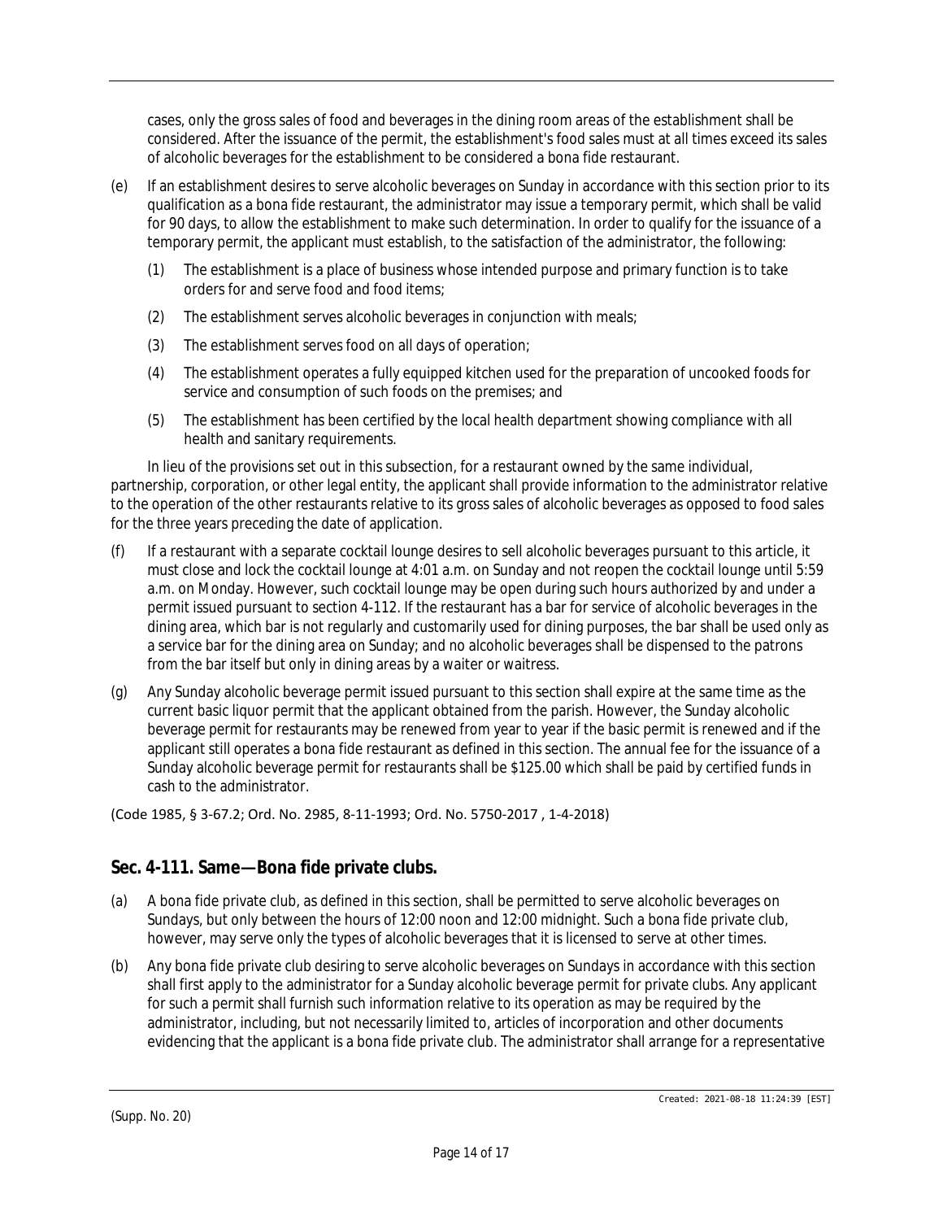cases, only the gross sales of food and beverages in the dining room areas of the establishment shall be considered. After the issuance of the permit, the establishment's food sales must at all times exceed its sales of alcoholic beverages for the establishment to be considered a bona fide restaurant.

(e) If an establishment desires to serve alcoholic beverages on Sunday in accordance with this section prior to its qualification as a bona fide restaurant, the administrator may issue a temporary permit, which shall be valid for 90 days, to allow the establishment to make such determination. In order to qualify for the issuance of a temporary permit, the applicant must establish, to the satisfaction of the administrator, the following:

  (1) The establishment is a place of business whose intended purpose and primary function is to take orders for and serve food and food items;

  (2) The establishment serves alcoholic beverages in conjunction with meals;

  (3) The establishment serves food on all days of operation;

  (4) The establishment operates a fully equipped kitchen used for the preparation of uncooked foods for service and consumption of such foods on the premises; and

  (5) The establishment has been certified by the local health department showing compliance with all health and sanitary requirements.

In lieu of the provisions set out in this subsection, for a restaurant owned by the same individual, partnership, corporation, or other legal entity, the applicant shall provide information to the administrator relative to the operation of the other restaurants relative to its gross sales of alcoholic beverages as opposed to food sales for the three years preceding the date of application.

(f) If a restaurant with a separate cocktail lounge desires to sell alcoholic beverages pursuant to this article, it must close and lock the cocktail lounge at 4:01 a.m. on Sunday and not reopen the cocktail lounge until 5:59 a.m. on Monday. However, such cocktail lounge may be open during such hours authorized by and under a permit issued pursuant to section 4-112. If the restaurant has a bar for service of alcoholic beverages in the dining area, which bar is not regularly and customarily used for dining purposes, the bar shall be used only as a service bar for the dining area on Sunday; and no alcoholic beverages shall be dispensed to the patrons from the bar itself but only in dining areas by a waiter or waitress.

(g) Any Sunday alcoholic beverage permit issued pursuant to this section shall expire at the same time as the current basic liquor permit that the applicant obtained from the parish. However, the Sunday alcoholic beverage permit for restaurants may be renewed from year to year if the basic permit is renewed and if the applicant still operates a bona fide restaurant as defined in this section. The annual fee for the issuance of a Sunday alcoholic beverage permit for restaurants shall be $125.00 which shall be paid by certified funds in cash to the administrator.

(Code 1985, § 3-67.2; Ord. No. 2985, 8-11-1993; Ord. No. 5750-2017 , 1-4-2018)

## Sec. 4-111. Same—Bona fide private clubs.

(a) A bona fide private club, as defined in this section, shall be permitted to serve alcoholic beverages on Sundays, but only between the hours of 12:00 noon and 12:00 midnight. Such a bona fide private club, however, may serve only the types of alcoholic beverages that it is licensed to serve at other times.

(b) Any bona fide private club desiring to serve alcoholic beverages on Sundays in accordance with this section shall first apply to the administrator for a Sunday alcoholic beverage permit for private clubs. Any applicant for such a permit shall furnish such information relative to its operation as may be required by the administrator, including, but not necessarily limited to, articles of incorporation and other documents evidencing that the applicant is a bona fide private club. The administrator shall arrange for a representative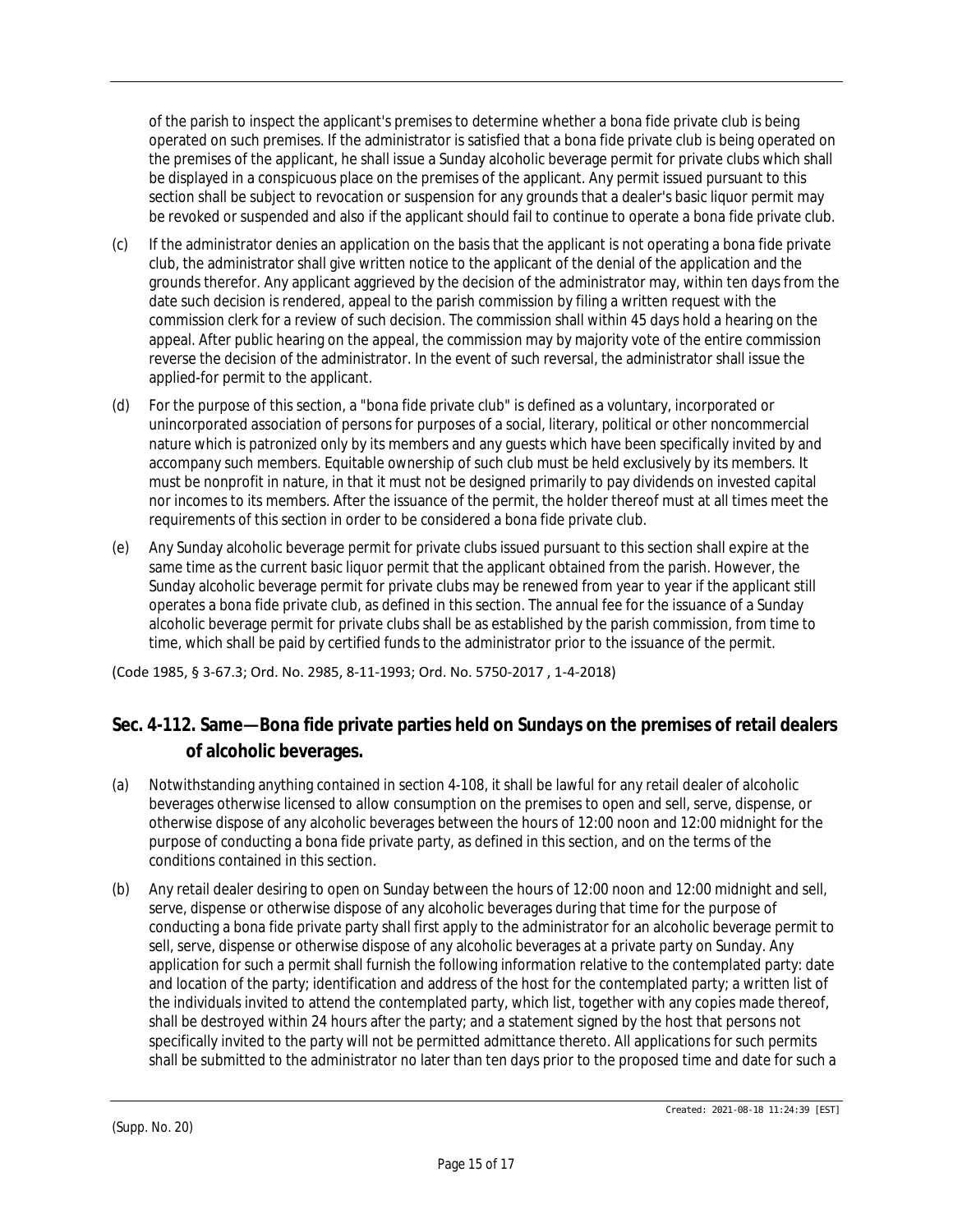of the parish to inspect the applicant's premises to determine whether a bona fide private club is being operated on such premises. If the administrator is satisfied that a bona fide private club is being operated on the premises of the applicant, he shall issue a Sunday alcoholic beverage permit for private clubs which shall be displayed in a conspicuous place on the premises of the applicant. Any permit issued pursuant to this section shall be subject to revocation or suspension for any grounds that a dealer's basic liquor permit may be revoked or suspended and also if the applicant should fail to continue to operate a bona fide private club.

(c) If the administrator denies an application on the basis that the applicant is not operating a bona fide private club, the administrator shall give written notice to the applicant of the denial of the application and the grounds therefor. Any applicant aggrieved by the decision of the administrator may, within ten days from the date such decision is rendered, appeal to the parish commission by filing a written request with the commission clerk for a review of such decision. The commission shall within 45 days hold a hearing on the appeal. After public hearing on the appeal, the commission may by majority vote of the entire commission reverse the decision of the administrator. In the event of such reversal, the administrator shall issue the applied-for permit to the applicant.

(d) For the purpose of this section, a "bona fide private club" is defined as a voluntary, incorporated or unincorporated association of persons for purposes of a social, literary, political or other noncommercial nature which is patronized only by its members and any guests which have been specifically invited by and accompany such members. Equitable ownership of such club must be held exclusively by its members. It must be nonprofit in nature, in that it must not be designed primarily to pay dividends on invested capital nor incomes to its members. After the issuance of the permit, the holder thereof must at all times meet the requirements of this section in order to be considered a bona fide private club.

(e) Any Sunday alcoholic beverage permit for private clubs issued pursuant to this section shall expire at the same time as the current basic liquor permit that the applicant obtained from the parish. However, the Sunday alcoholic beverage permit for private clubs may be renewed from year to year if the applicant still operates a bona fide private club, as defined in this section. The annual fee for the issuance of a Sunday alcoholic beverage permit for private clubs shall be as established by the parish commission, from time to time, which shall be paid by certified funds to the administrator prior to the issuance of the permit.

(Code 1985, § 3-67.3; Ord. No. 2985, 8-11-1993; Ord. No. 5750-2017 , 1-4-2018)

## Sec. 4-112. Same—Bona fide private parties held on Sundays on the premises of retail dealers of alcoholic beverages.

(a) Notwithstanding anything contained in section 4-108, it shall be lawful for any retail dealer of alcoholic beverages otherwise licensed to allow consumption on the premises to open and sell, serve, dispense, or otherwise dispose of any alcoholic beverages between the hours of 12:00 noon and 12:00 midnight for the purpose of conducting a bona fide private party, as defined in this section, and on the terms of the conditions contained in this section.

(b) Any retail dealer desiring to open on Sunday between the hours of 12:00 noon and 12:00 midnight and sell, serve, dispense or otherwise dispose of any alcoholic beverages during that time for the purpose of conducting a bona fide private party shall first apply to the administrator for an alcoholic beverage permit to sell, serve, dispense or otherwise dispose of any alcoholic beverages at a private party on Sunday. Any application for such a permit shall furnish the following information relative to the contemplated party: date and location of the party; identification and address of the host for the contemplated party; a written list of the individuals invited to attend the contemplated party, which list, together with any copies made thereof, shall be destroyed within 24 hours after the party; and a statement signed by the host that persons not specifically invited to the party will not be permitted admittance thereto. All applications for such permits shall be submitted to the administrator no later than ten days prior to the proposed time and date for such a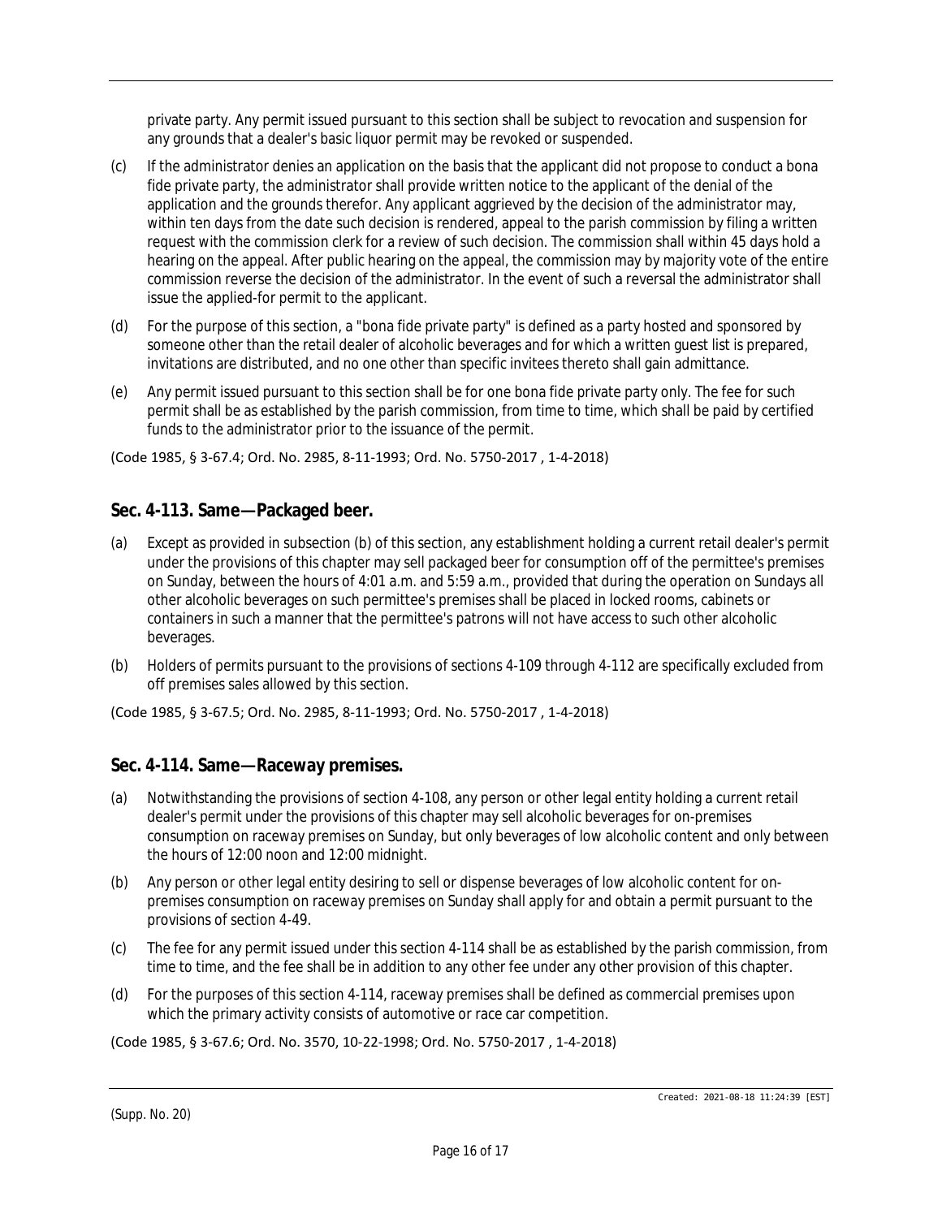private party. Any permit issued pursuant to this section shall be subject to revocation and suspension for any grounds that a dealer's basic liquor permit may be revoked or suspended.

(c) If the administrator denies an application on the basis that the applicant did not propose to conduct a bona fide private party, the administrator shall provide written notice to the applicant of the denial of the application and the grounds therefor. Any applicant aggrieved by the decision of the administrator may, within ten days from the date such decision is rendered, appeal to the parish commission by filing a written request with the commission clerk for a review of such decision. The commission shall within 45 days hold a hearing on the appeal. After public hearing on the appeal, the commission may by majority vote of the entire commission reverse the decision of the administrator. In the event of such a reversal the administrator shall issue the applied-for permit to the applicant.

(d) For the purpose of this section, a "bona fide private party" is defined as a party hosted and sponsored by someone other than the retail dealer of alcoholic beverages and for which a written guest list is prepared, invitations are distributed, and no one other than specific invitees thereto shall gain admittance.

(e) Any permit issued pursuant to this section shall be for one bona fide private party only. The fee for such permit shall be as established by the parish commission, from time to time, which shall be paid by certified funds to the administrator prior to the issuance of the permit.

(Code 1985, § 3-67.4; Ord. No. 2985, 8-11-1993; Ord. No. 5750-2017 , 1-4-2018)

## Sec. 4-113. Same—Packaged beer.

(a) Except as provided in subsection (b) of this section, any establishment holding a current retail dealer's permit under the provisions of this chapter may sell packaged beer for consumption off of the permittee's premises on Sunday, between the hours of 4:01 a.m. and 5:59 a.m., provided that during the operation on Sundays all other alcoholic beverages on such permittee's premises shall be placed in locked rooms, cabinets or containers in such a manner that the permittee's patrons will not have access to such other alcoholic beverages.

(b) Holders of permits pursuant to the provisions of sections 4-109 through 4-112 are specifically excluded from off premises sales allowed by this section.

(Code 1985, § 3-67.5; Ord. No. 2985, 8-11-1993; Ord. No. 5750-2017 , 1-4-2018)

## Sec. 4-114. Same—Raceway premises.

(a) Notwithstanding the provisions of section 4-108, any person or other legal entity holding a current retail dealer's permit under the provisions of this chapter may sell alcoholic beverages for on-premises consumption on raceway premises on Sunday, but only beverages of low alcoholic content and only between the hours of 12:00 noon and 12:00 midnight.

(b) Any person or other legal entity desiring to sell or dispense beverages of low alcoholic content for on-premises consumption on raceway premises on Sunday shall apply for and obtain a permit pursuant to the provisions of section 4-49.

(c) The fee for any permit issued under this section 4-114 shall be as established by the parish commission, from time to time, and the fee shall be in addition to any other fee under any other provision of this chapter.

(d) For the purposes of this section 4-114, raceway premises shall be defined as commercial premises upon which the primary activity consists of automotive or race car competition.

(Code 1985, § 3-67.6; Ord. No. 3570, 10-22-1998; Ord. No. 5750-2017 , 1-4-2018)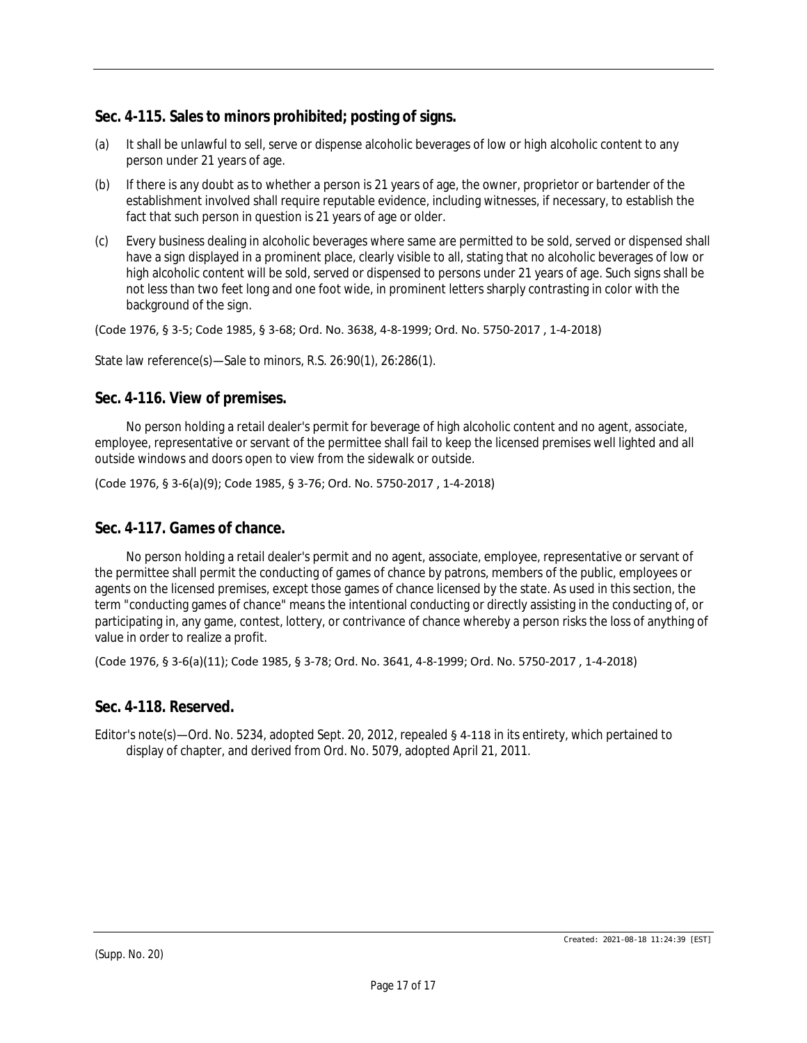## Sec. 4-115. Sales to minors prohibited; posting of signs.

(a) It shall be unlawful to sell, serve or dispense alcoholic beverages of low or high alcoholic content to any person under 21 years of age.

(b) If there is any doubt as to whether a person is 21 years of age, the owner, proprietor or bartender of the establishment involved shall require reputable evidence, including witnesses, if necessary, to establish the fact that such person in question is 21 years of age or older.

(c) Every business dealing in alcoholic beverages where same are permitted to be sold, served or dispensed shall have a sign displayed in a prominent place, clearly visible to all, stating that no alcoholic beverages of low or high alcoholic content will be sold, served or dispensed to persons under 21 years of age. Such signs shall be not less than two feet long and one foot wide, in prominent letters sharply contrasting in color with the background of the sign.

(Code 1976, § 3-5; Code 1985, § 3-68; Ord. No. 3638, 4-8-1999; Ord. No. 5750-2017 , 1-4-2018)

State law reference(s)—Sale to minors, R.S. 26:90(1), 26:286(1).

## Sec. 4-116. View of premises.

No person holding a retail dealer's permit for beverage of high alcoholic content and no agent, associate, employee, representative or servant of the permittee shall fail to keep the licensed premises well lighted and all outside windows and doors open to view from the sidewalk or outside.

(Code 1976, § 3-6(a)(9); Code 1985, § 3-76; Ord. No. 5750-2017 , 1-4-2018)

## Sec. 4-117. Games of chance.

No person holding a retail dealer's permit and no agent, associate, employee, representative or servant of the permittee shall permit the conducting of games of chance by patrons, members of the public, employees or agents on the licensed premises, except those games of chance licensed by the state. As used in this section, the term "conducting games of chance" means the intentional conducting or directly assisting in the conducting of, or participating in, any game, contest, lottery, or contrivance of chance whereby a person risks the loss of anything of value in order to realize a profit.

(Code 1976, § 3-6(a)(11); Code 1985, § 3-78; Ord. No. 3641, 4-8-1999; Ord. No. 5750-2017 , 1-4-2018)

## Sec. 4-118. Reserved.

Editor's note(s)—Ord. No. 5234, adopted Sept. 20, 2012, repealed § 4-118 in its entirety, which pertained to display of chapter, and derived from Ord. No. 5079, adopted April 21, 2011.